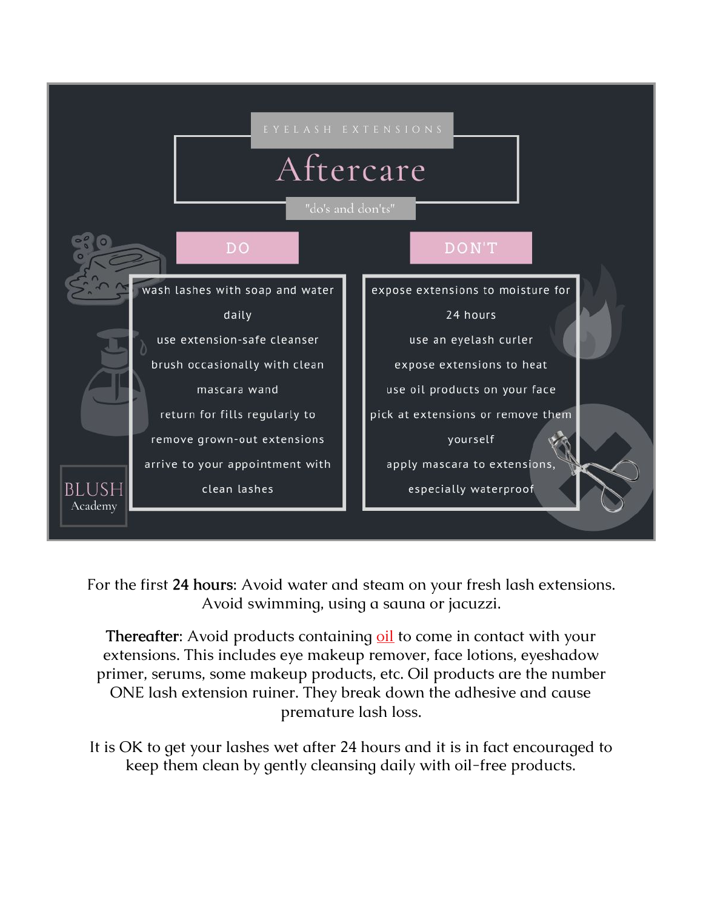EYELASH EXTENSIONS

# Aftercare

"do's and don'ts"

| DO | DON'T |
| --- | --- |
| wash lashes with soap and water daily | expose extensions to moisture for 24 hours |
| use extension-safe cleanser | use an eyelash curler |
| brush occasionally with clean mascara wand | expose extensions to heat |
| return for fills regularly to remove grown-out extensions | use oil products on your face |
| arrive to your appointment with clean lashes | pick at extensions or remove them yourself |
| | apply mascara to extensions, especially waterproof |

BLUSH Academy

For the first **24 hours**: Avoid water and steam on your fresh lash extensions. Avoid swimming, using a sauna or jacuzzi.

**Thereafter**: Avoid products containing oil to come in contact with your extensions. This includes eye makeup remover, face lotions, eyeshadow primer, serums, some makeup products, etc. Oil products are the number ONE lash extension ruiner. They break down the adhesive and cause premature lash loss.

It is OK to get your lashes wet after 24 hours and it is in fact encouraged to keep them clean by gently cleansing daily with oil-free products.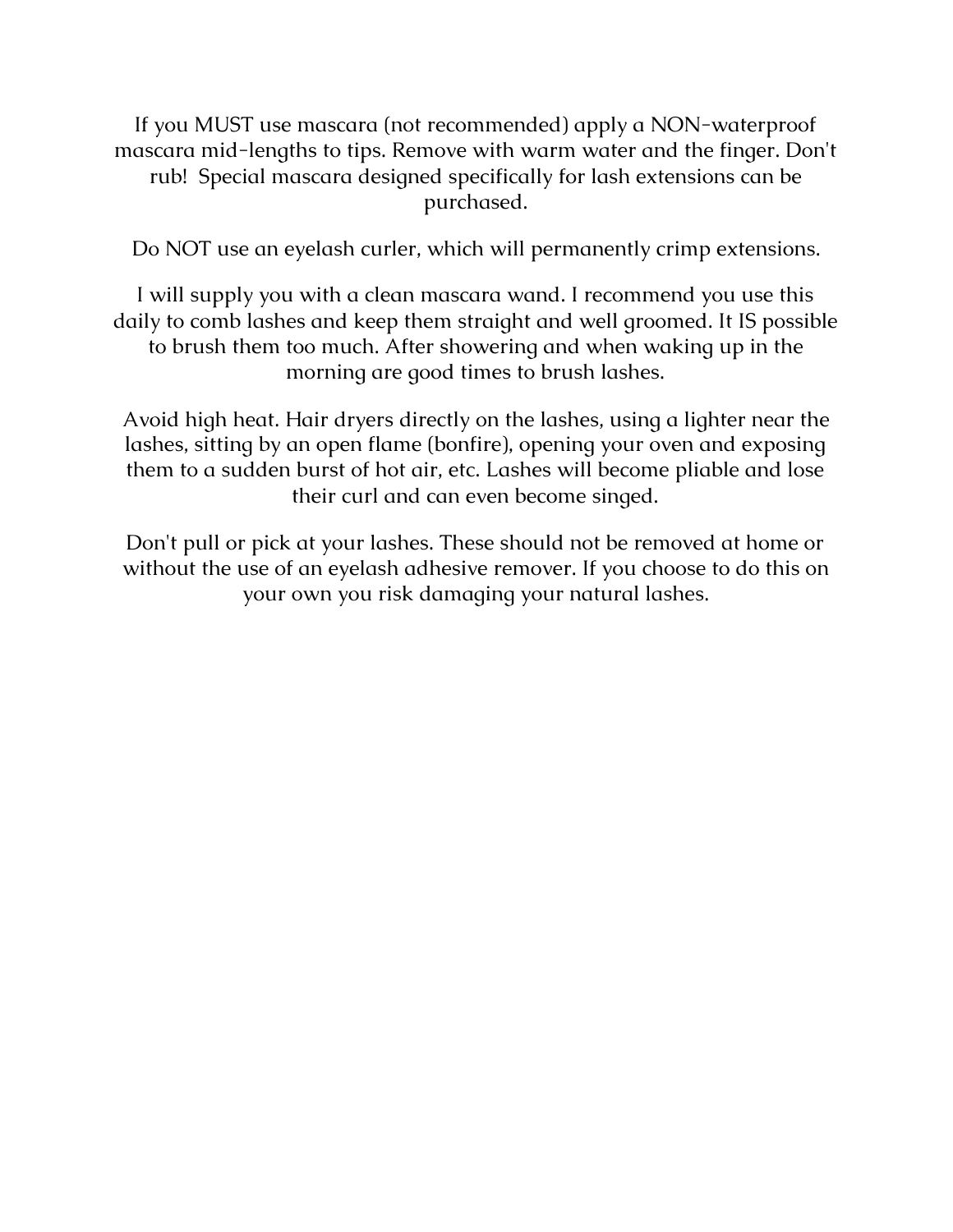If you MUST use mascara (not recommended) apply a NON-waterproof mascara mid-lengths to tips. Remove with warm water and the finger. Don't rub!  Special mascara designed specifically for lash extensions can be purchased.

Do NOT use an eyelash curler, which will permanently crimp extensions.

I will supply you with a clean mascara wand. I recommend you use this daily to comb lashes and keep them straight and well groomed. It IS possible to brush them too much. After showering and when waking up in the morning are good times to brush lashes.

Avoid high heat. Hair dryers directly on the lashes, using a lighter near the lashes, sitting by an open flame (bonfire), opening your oven and exposing them to a sudden burst of hot air, etc. Lashes will become pliable and lose their curl and can even become singed.

Don't pull or pick at your lashes. These should not be removed at home or without the use of an eyelash adhesive remover. If you choose to do this on your own you risk damaging your natural lashes.